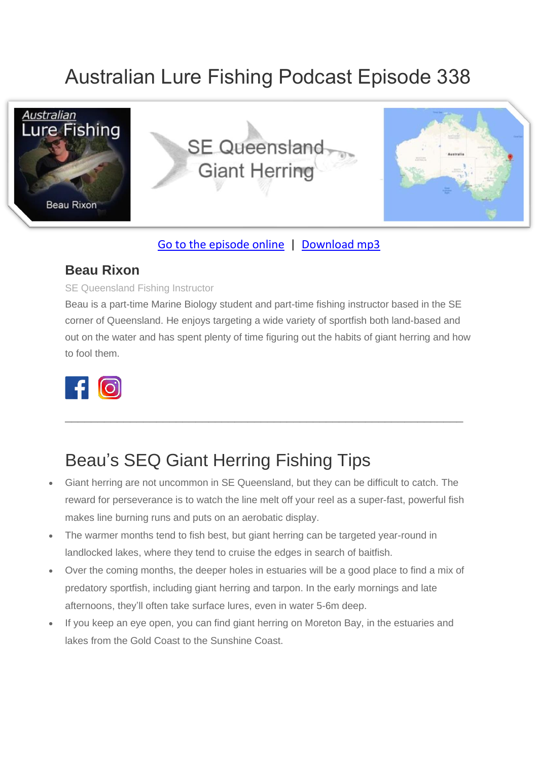# Australian Lure Fishing Podcast Episode 338

Go to the episode online | Download mp3

### Beau Rixon

SE Queensland Fishing Instructor

Beau is a part-time Marine Biology student and part-time fishing instructor based in the SE corner of Queensland. He enjoys targeting a wide variety of sportfish both land-based and out on the water and has spent plenty of time figuring out the habits of giant herring and how to fool them.

---

## Beau's SEQ Giant Herring Fishing Tips

- Giant herring are not uncommon in SE Queensland, but they can be difficult to catch. The reward for perseverance is to watch the line melt off your reel as a super-fast, powerful fish makes line burning runs and puts on an aerobatic display.
- The warmer months tend to fish best, but giant herring can be targeted year-round in landlocked lakes, where they tend to cruise the edges in search of baitfish.
- Over the coming months, the deeper holes in estuaries will be a good place to find a mix of predatory sportfish, including giant herring and tarpon. In the early mornings and late afternoons, they'll often take surface lures, even in water 5-6m deep.
- If you keep an eye open, you can find giant herring on Moreton Bay, in the estuaries and lakes from the Gold Coast to the Sunshine Coast.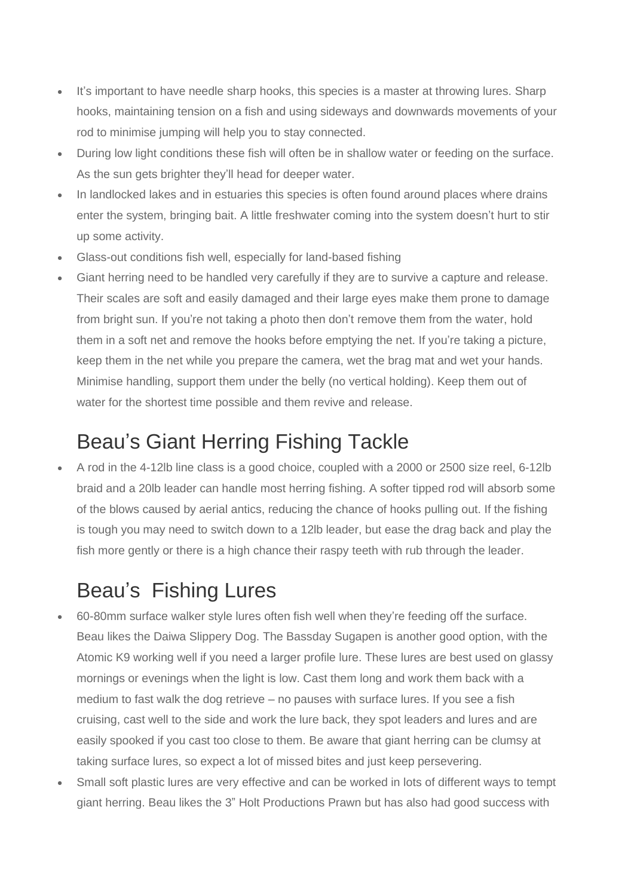- It's important to have needle sharp hooks, this species is a master at throwing lures. Sharp hooks, maintaining tension on a fish and using sideways and downwards movements of your rod to minimise jumping will help you to stay connected.
- During low light conditions these fish will often be in shallow water or feeding on the surface. As the sun gets brighter they'll head for deeper water.
- In landlocked lakes and in estuaries this species is often found around places where drains enter the system, bringing bait. A little freshwater coming into the system doesn't hurt to stir up some activity.
- Glass-out conditions fish well, especially for land-based fishing
- Giant herring need to be handled very carefully if they are to survive a capture and release. Their scales are soft and easily damaged and their large eyes make them prone to damage from bright sun. If you're not taking a photo then don't remove them from the water, hold them in a soft net and remove the hooks before emptying the net. If you're taking a picture, keep them in the net while you prepare the camera, wet the brag mat and wet your hands. Minimise handling, support them under the belly (no vertical holding). Keep them out of water for the shortest time possible and them revive and release.

## Beau's Giant Herring Fishing Tackle

- A rod in the 4-12lb line class is a good choice, coupled with a 2000 or 2500 size reel, 6-12lb braid and a 20lb leader can handle most herring fishing. A softer tipped rod will absorb some of the blows caused by aerial antics, reducing the chance of hooks pulling out. If the fishing is tough you may need to switch down to a 12lb leader, but ease the drag back and play the fish more gently or there is a high chance their raspy teeth with rub through the leader.

## Beau's Fishing Lures

- 60-80mm surface walker style lures often fish well when they're feeding off the surface. Beau likes the Daiwa Slippery Dog. The Bassday Sugapen is another good option, with the Atomic K9 working well if you need a larger profile lure. These lures are best used on glassy mornings or evenings when the light is low. Cast them long and work them back with a medium to fast walk the dog retrieve – no pauses with surface lures. If you see a fish cruising, cast well to the side and work the lure back, they spot leaders and lures and are easily spooked if you cast too close to them. Be aware that giant herring can be clumsy at taking surface lures, so expect a lot of missed bites and just keep persevering.
- Small soft plastic lures are very effective and can be worked in lots of different ways to tempt giant herring. Beau likes the 3" Holt Productions Prawn but has also had good success with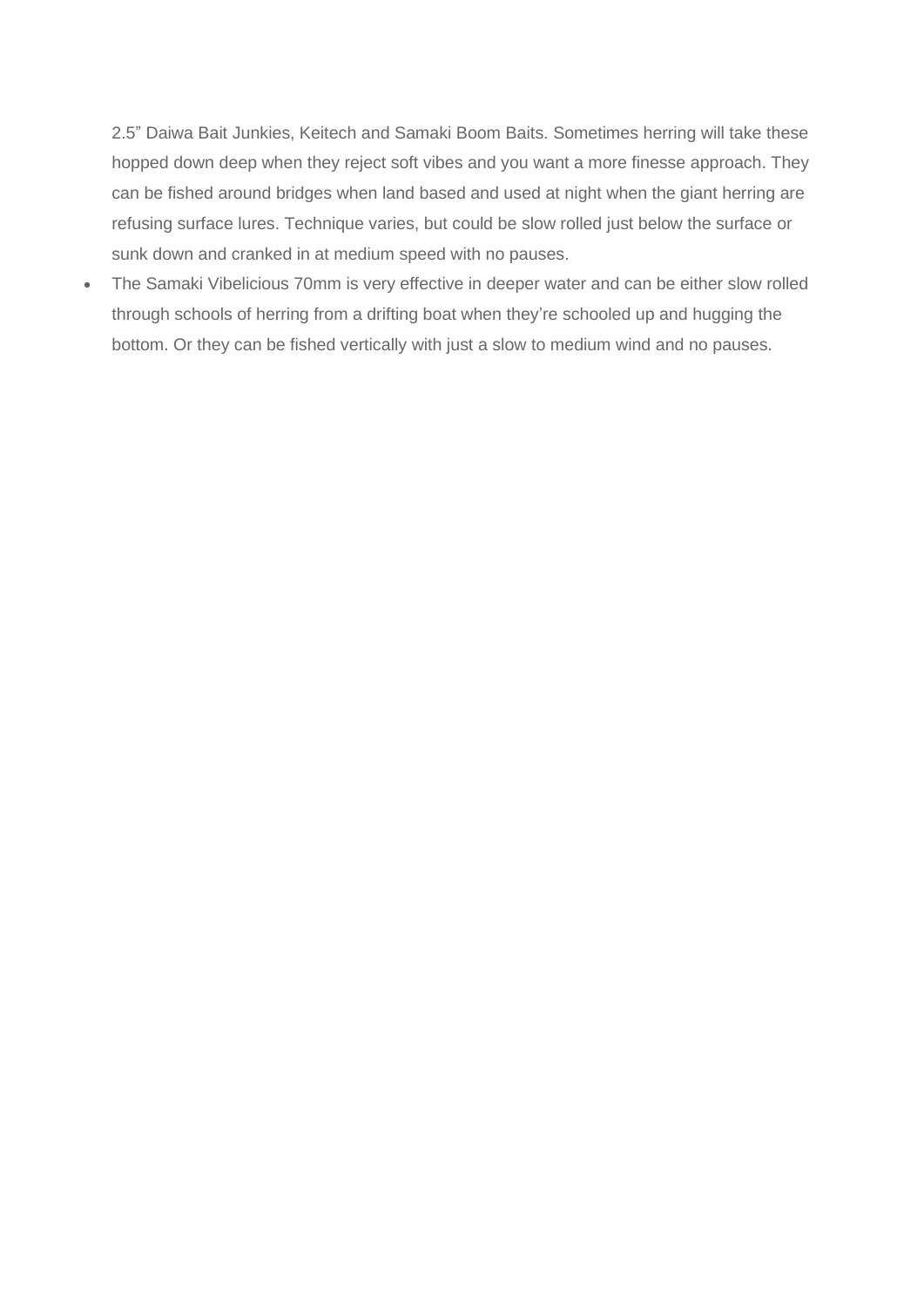2.5" Daiwa Bait Junkies, Keitech and Samaki Boom Baits. Sometimes herring will take these hopped down deep when they reject soft vibes and you want a more finesse approach. They can be fished around bridges when land based and used at night when the giant herring are refusing surface lures. Technique varies, but could be slow rolled just below the surface or sunk down and cranked in at medium speed with no pauses.

- The Samaki Vibelicious 70mm is very effective in deeper water and can be either slow rolled through schools of herring from a drifting boat when they're schooled up and hugging the bottom. Or they can be fished vertically with just a slow to medium wind and no pauses.